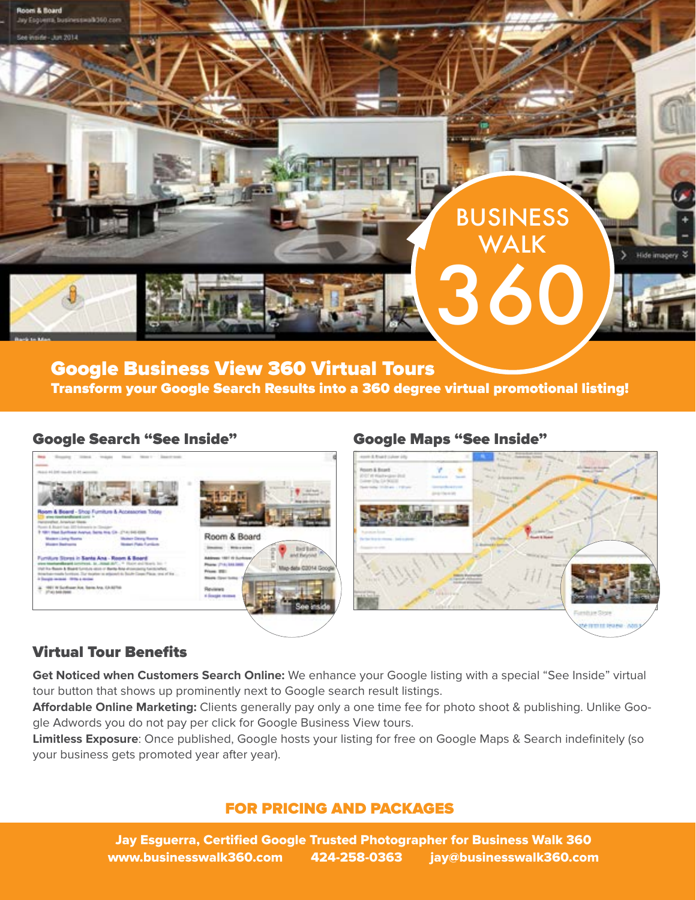# BUSINESS WALK 360

## Google Business View 360 Virtual Tours

**Transform your Google Search Results into a 360 degree virtual promotional listing!**

### Google Search "See Inside"

### Google Maps "See Inside"

## Virtual Tour Benefits

**Get Noticed when Customers Search Online:** We enhance your Google listing with a special "See Inside" virtual tour button that shows up prominently next to Google search result listings.

**Affordable Online Marketing:** Clients generally pay only a one time fee for photo shoot & publishing. Unlike Google Adwords you do not pay per click for Google Business View tours.

**Limitless Exposure**: Once published, Google hosts your listing for free on Google Maps & Search indefinitely (so your business gets promoted year after year).

### FOR PRICING AND PACKAGES

**Jay Esguerra, Certified Google Trusted Photographer for Business Walk 360**
**www.businesswalk360.com 424-258-0363 jay@businesswalk360.com**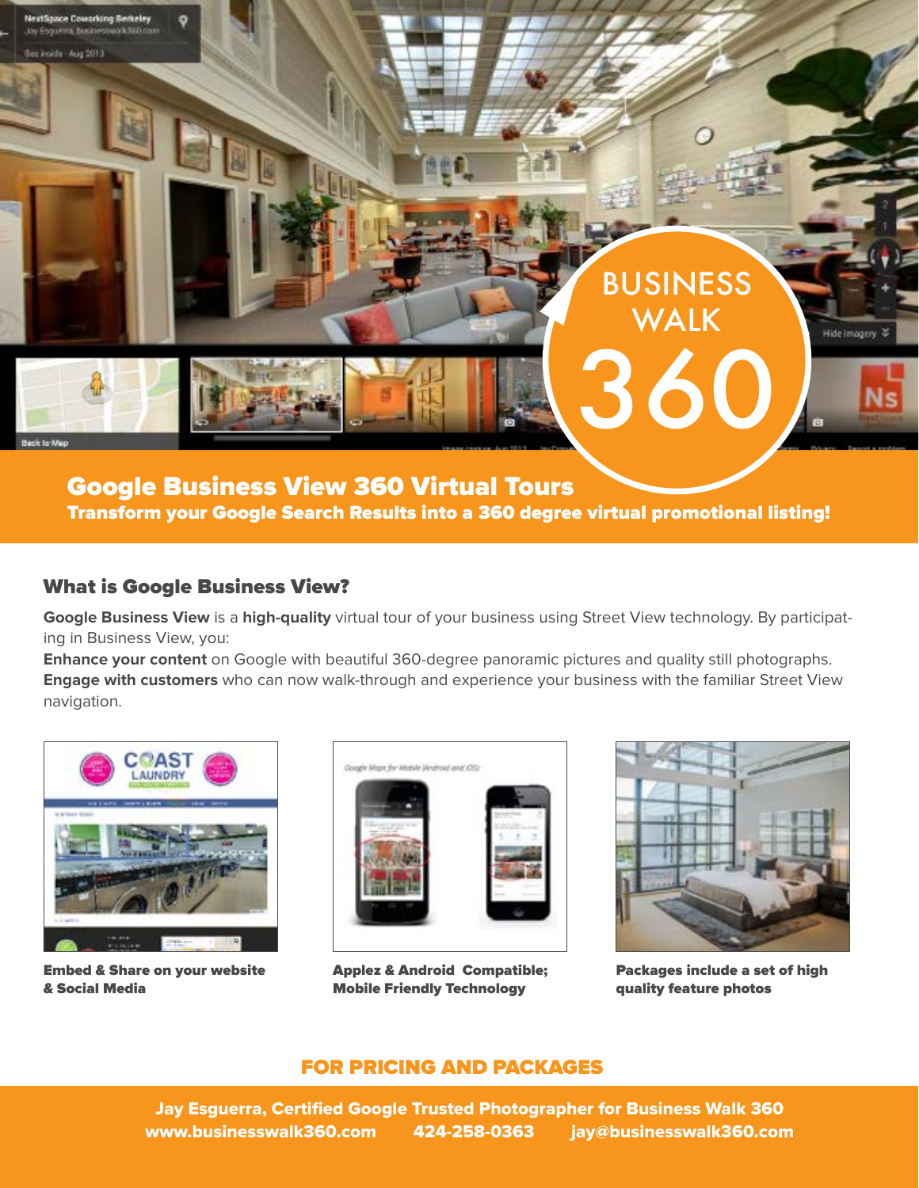# Google Business View 360 Virtual Tours

**Transform your Google Search Results into a 360 degree virtual promotional listing!**

## What is Google Business View?

**Google Business View** is a **high-quality** virtual tour of your business using Street View technology. By participating in Business View, you:

**Enhance your content** on Google with beautiful 360-degree panoramic pictures and quality still photographs.

**Engage with customers** who can now walk-through and experience your business with the familiar Street View navigation.

**Embed & Share on your website & Social Media**

**Applez & Android Compatible; Mobile Friendly Technology**

**Packages include a set of high quality feature photos**

## FOR PRICING AND PACKAGES

**Jay Esguerra, Certified Google Trusted Photographer for Business Walk 360**

**www.businesswalk360.com 424-258-0363 jay@businesswalk360.com**